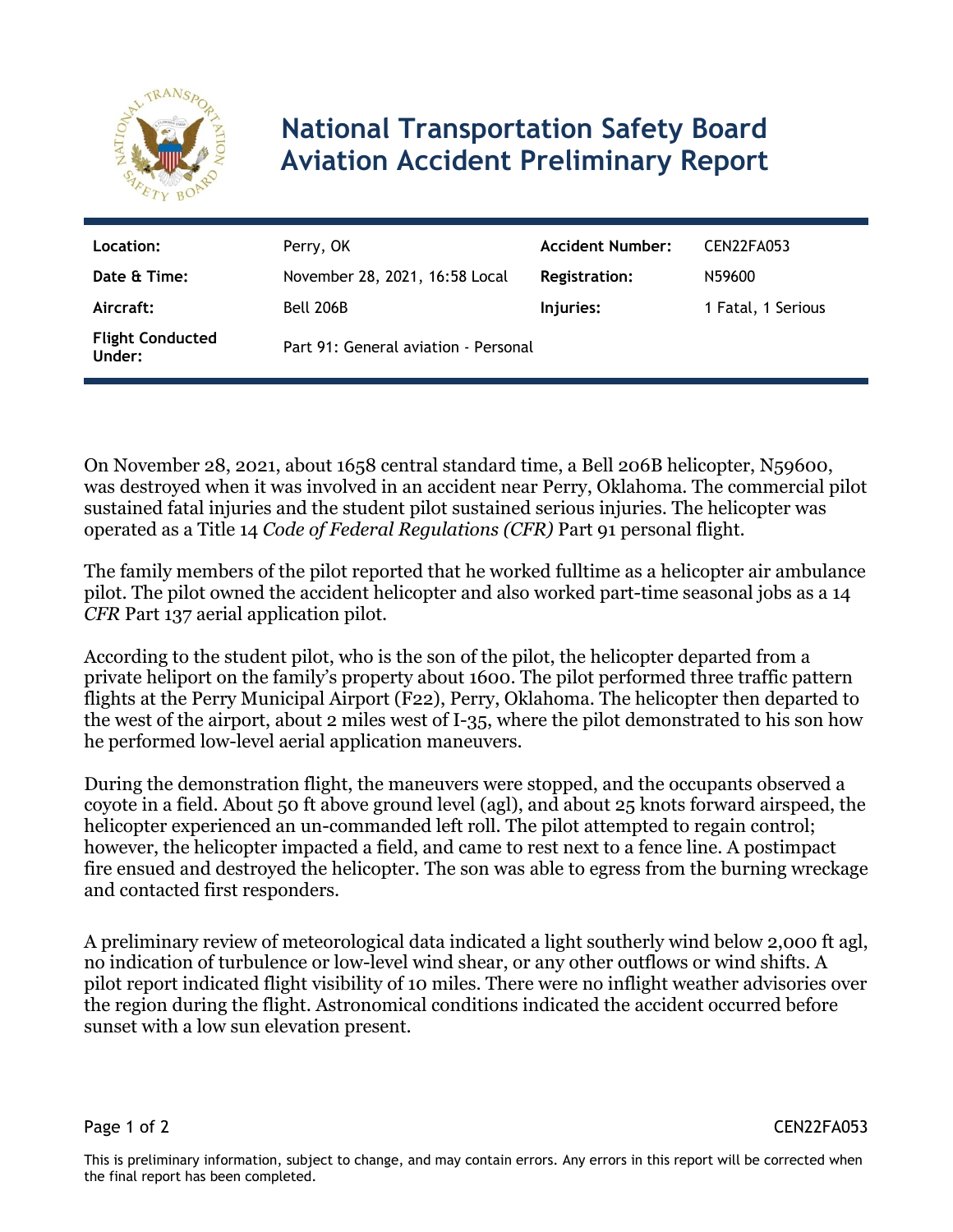# National Transportation Safety Board
# Aviation Accident Preliminary Report

| | | | |
|---|---|---|---|
| **Location:** | Perry, OK | **Accident Number:** | CEN22FA053 |
| **Date & Time:** | November 28, 2021, 16:58 Local | **Registration:** | N59600 |
| **Aircraft:** | Bell 206B | **Injuries:** | 1 Fatal, 1 Serious |
| **Flight Conducted Under:** | Part 91: General aviation - Personal | | |

On November 28, 2021, about 1658 central standard time, a Bell 206B helicopter, N59600, was destroyed when it was involved in an accident near Perry, Oklahoma. The commercial pilot sustained fatal injuries and the student pilot sustained serious injuries. The helicopter was operated as a Title 14 *Code of Federal Regulations (CFR)* Part 91 personal flight.

The family members of the pilot reported that he worked fulltime as a helicopter air ambulance pilot. The pilot owned the accident helicopter and also worked part-time seasonal jobs as a 14 *CFR* Part 137 aerial application pilot.

According to the student pilot, who is the son of the pilot, the helicopter departed from a private heliport on the family's property about 1600. The pilot performed three traffic pattern flights at the Perry Municipal Airport (F22), Perry, Oklahoma. The helicopter then departed to the west of the airport, about 2 miles west of I-35, where the pilot demonstrated to his son how he performed low-level aerial application maneuvers.

During the demonstration flight, the maneuvers were stopped, and the occupants observed a coyote in a field. About 50 ft above ground level (agl), and about 25 knots forward airspeed, the helicopter experienced an un-commanded left roll. The pilot attempted to regain control; however, the helicopter impacted a field, and came to rest next to a fence line. A postimpact fire ensued and destroyed the helicopter. The son was able to egress from the burning wreckage and contacted first responders.

A preliminary review of meteorological data indicated a light southerly wind below 2,000 ft agl, no indication of turbulence or low-level wind shear, or any other outflows or wind shifts. A pilot report indicated flight visibility of 10 miles. There were no inflight weather advisories over the region during the flight. Astronomical conditions indicated the accident occurred before sunset with a low sun elevation present.

This is preliminary information, subject to change, and may contain errors. Any errors in this report will be corrected when the final report has been completed.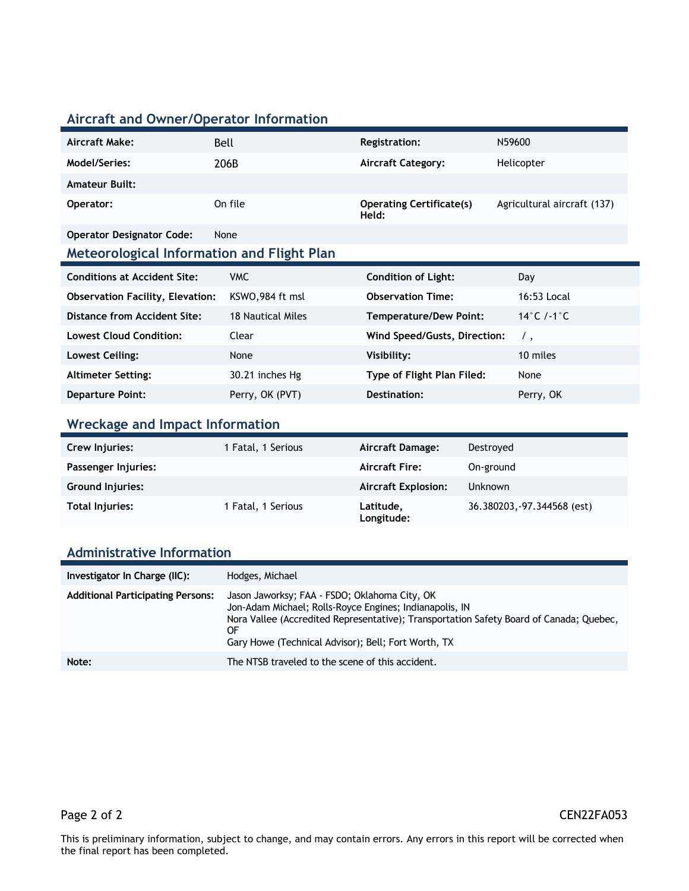## Aircraft and Owner/Operator Information

| | | | |
|---|---|---|---|
| **Aircraft Make:** | Bell | **Registration:** | N59600 |
| **Model/Series:** | 206B | **Aircraft Category:** | Helicopter |
| **Amateur Built:** | | | |
| **Operator:** | On file | **Operating Certificate(s) Held:** | Agricultural aircraft (137) |
| **Operator Designator Code:** | None | | |

## Meteorological Information and Flight Plan

| | | | |
|---|---|---|---|
| **Conditions at Accident Site:** | VMC | **Condition of Light:** | Day |
| **Observation Facility, Elevation:** | KSWO,984 ft msl | **Observation Time:** | 16:53 Local |
| **Distance from Accident Site:** | 18 Nautical Miles | **Temperature/Dew Point:** | 14°C /-1°C |
| **Lowest Cloud Condition:** | Clear | **Wind Speed/Gusts, Direction:** | / , |
| **Lowest Ceiling:** | None | **Visibility:** | 10 miles |
| **Altimeter Setting:** | 30.21 inches Hg | **Type of Flight Plan Filed:** | None |
| **Departure Point:** | Perry, OK (PVT) | **Destination:** | Perry, OK |

## Wreckage and Impact Information

| | | | |
|---|---|---|---|
| **Crew Injuries:** | 1 Fatal, 1 Serious | **Aircraft Damage:** | Destroyed |
| **Passenger Injuries:** | | **Aircraft Fire:** | On-ground |
| **Ground Injuries:** | | **Aircraft Explosion:** | Unknown |
| **Total Injuries:** | 1 Fatal, 1 Serious | **Latitude, Longitude:** | 36.380203,-97.344568 (est) |

## Administrative Information

| | |
|---|---|
| **Investigator In Charge (IIC):** | Hodges, Michael |
| **Additional Participating Persons:** | Jason Jaworksy; FAA - FSDO; Oklahoma City, OK<br>Jon-Adam Michael; Rolls-Royce Engines; Indianapolis, IN<br>Nora Vallee (Accredited Representative); Transportation Safety Board of Canada; Quebec, OF<br>Gary Howe (Technical Advisor); Bell; Fort Worth, TX |
| **Note:** | The NTSB traveled to the scene of this accident. |

This is preliminary information, subject to change, and may contain errors. Any errors in this report will be corrected when the final report has been completed.